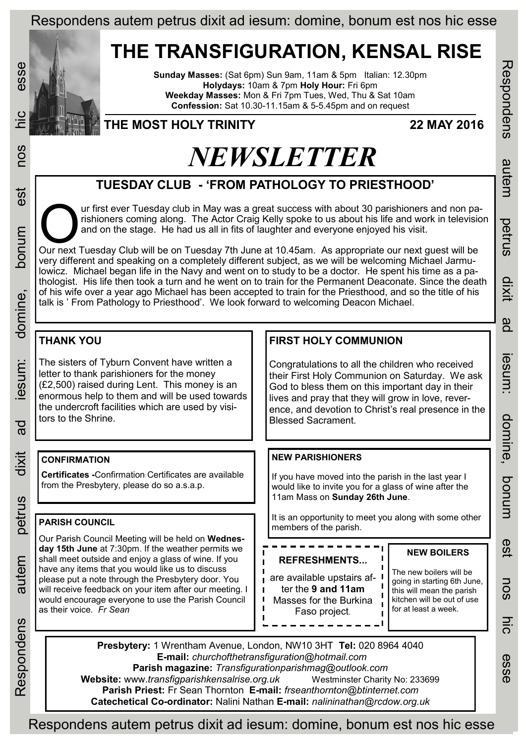# THE TRANSFIGURATION, KENSAL RISE

**Sunday Masses:** (Sat 6pm) Sun 9am, 11am & 5pm Italian: 12.30pm
**Holydays:** 10am & 7pm **Holy Hour:** Fri 6pm
**Weekday Masses:** Mon & Fri 7pm Tues, Wed, Thu & Sat 10am
**Confession:** Sat 10.30-11.15am & 5-5.45pm and on request

**THE MOST HOLY TRINITY** **22 MAY 2016**

# *NEWSLETTER*

## TUESDAY CLUB - 'FROM PATHOLOGY TO PRIESTHOOD'

Our first ever Tuesday club in May was a great success with about 30 parishioners and non parishioners coming along. The Actor Craig Kelly spoke to us about his life and work in television and on the stage. He had us all in fits of laughter and everyone enjoyed his visit.

Our next Tuesday Club will be on Tuesday 7th June at 10.45am. As appropriate our next guest will be very different and speaking on a completely different subject, as we will be welcoming Michael Jarmulowicz. Michael began life in the Navy and went on to study to be a doctor. He spent his time as a pathologist. His life then took a turn and he went on to train for the Permanent Deaconate. Since the death of his wife over a year ago Michael has been accepted to train for the Priesthood, and so the title of his talk is ' From Pathology to Priesthood'. We look forward to welcoming Deacon Michael.

## THANK YOU

The sisters of Tyburn Convent have written a letter to thank parishioners for the money (£2,500) raised during Lent. This money is an enormous help to them and will be used towards the undercroft facilities which are used by visitors to the Shrine.

## FIRST HOLY COMMUNION

Congratulations to all the children who received their First Holy Communion on Saturday. We ask God to bless them on this important day in their lives and pray that they will grow in love, reverence, and devotion to Christ's real presence in the Blessed Sacrament.

### CONFIRMATION

**Certificates -**Confirmation Certificates are available from the Presbytery, please do so a.s.a.p.

### NEW PARISHIONERS

If you have moved into the parish in the last year I would like to invite you for a glass of wine after the 11am Mass on **Sunday 26th June**.

It is an opportunity to meet you along with some other members of the parish.

### PARISH COUNCIL

Our Parish Council Meeting will be held on **Wednesday 15th June** at 7:30pm. If the weather permits we shall meet outside and enjoy a glass of wine. If you have any items that you would like us to discuss please put a note through the Presbytery door. You will receive feedback on your item after our meeting. I would encourage everyone to use the Parish Council as their voice. *Fr Sean*

### REFRESHMENTS...

are available upstairs after the **9 and 11am** Masses for the Burkina Faso project.

### NEW BOILERS

The new boilers will be going in starting 6th June, this will mean the parish kitchen will be out of use for at least a week.

**Presbytery:** 1 Wrentham Avenue, London, NW10 3HT **Tel:** 020 8964 4040
**E-mail:** *churchofthetransfiguration@hotmail.com*
**Parish magazine:** *Transfigurationparishmag@outlook.com*
**Website:** www.*transfigparishkensalrise.org.uk* Westminster Charity No: 233699
**Parish Priest:** Fr Sean Thornton **E-mail:** *frseanthornton@btinternet.com*
**Catechetical Co-ordinator:** Nalini Nathan **E-mail:** *nalininathan@rcdow.org.uk*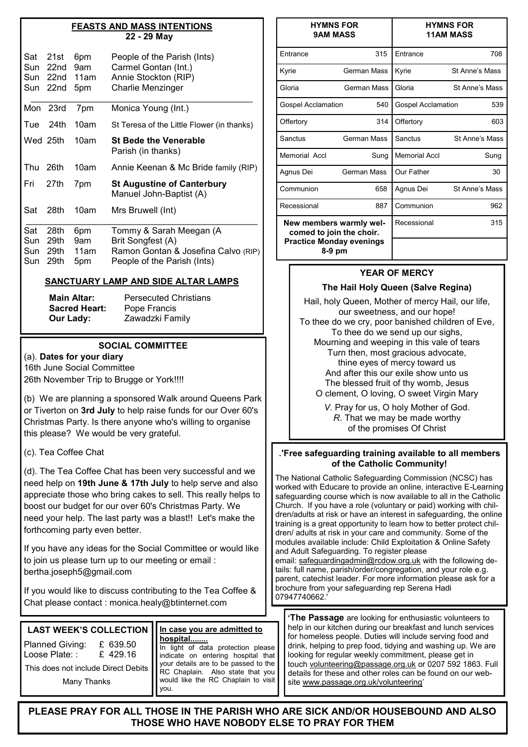## FEASTS AND MASS INTENTIONS
**22 - 29 May**

| | | | |
|---|---|---|---|
| Sat | 21st | 6pm | People of the Parish (Ints) |
| Sun | 22nd | 9am | Carmel Gontan (Int.) |
| Sun | 22nd | 11am | Annie Stockton (RIP) |
| Sun | 22nd | 5pm | Charlie Menzinger |
| Mon | 23rd | 7pm | Monica Young (Int.) |
| Tue | 24th | 10am | St Teresa of the Little Flower (in thanks) |
| Wed | 25th | 10am | **St Bede the Venerable** Parish (in thanks) |
| Thu | 26th | 10am | Annie Keenan & Mc Bride family (RIP) |
| Fri | 27th | 7pm | **St Augustine of Canterbury** Manuel John-Baptist (A) |
| Sat | 28th | 10am | Mrs Bruwell (Int) |
| Sat | 28th | 6pm | Tommy & Sarah Meegan (A |
| Sun | 29th | 9am | Brit Songfest (A) |
| Sun | 29th | 11am | Ramon Gontan & Josefina Calvo (RIP) |
| Sun | 29th | 5pm | People of the Parish (Ints) |

### SANCTUARY LAMP AND SIDE ALTAR LAMPS

**Main Altar:** Persecuted Christians
**Sacred Heart:** Pope Francis
**Our Lady:** Zawadzki Family

| HYMNS FOR 9AM MASS | | HYMNS FOR 11AM MASS | |
|---|---|---|---|
| Entrance | 315 | Entrance | 708 |
| Kyrie | German Mass | Kyrie | St Anne's Mass |
| Gloria | German Mass | Gloria | St Anne's Mass |
| Gospel Acclamation | 540 | Gospel Acclamation | 539 |
| Offertory | 314 | Offertory | 603 |
| Sanctus | German Mass | Sanctus | St Anne's Mass |
| Memorial Accl | Sung | Memorial Accl | Sung |
| Agnus Dei | German Mass | Our Father | 30 |
| Communion | 658 | Agnus Dei | St Anne's Mass |
| Recessional | 887 | Communion | 962 |
| | | Recessional | 315 |

**New members warmly welcomed to join the choir. Practice Monday evenings 8-9 pm**

### YEAR OF MERCY

**The Hail Holy Queen (Salve Regina)**

Hail, holy Queen, Mother of mercy Hail, our life,
our sweetness, and our hope!
To thee do we cry, poor banished children of Eve,
To thee do we send up our sighs,
Mourning and weeping in this vale of tears
Turn then, most gracious advocate,
thine eyes of mercy toward us
And after this our exile show unto us
The blessed fruit of thy womb, Jesus
O clement, O loving, O sweet Virgin Mary

*V*. Pray for us, O holy Mother of God.
*R*. That we may be made worthy
of the promises Of Christ

### SOCIAL COMMITTEE

(a). **Dates for your diary**
16th June Social Committee
26th November Trip to Brugge or York!!!!

(b) We are planning a sponsored Walk around Queens Park or Tiverton on **3rd July** to help raise funds for our Over 60's Christmas Party. Is there anyone who's willing to organise this please? We would be very grateful.

(c). Tea Coffee Chat

(d). The Tea Coffee Chat has been very successful and we need help on **19th June & 17th July** to help serve and also appreciate those who bring cakes to sell. This really helps to boost our budget for our over 60's Christmas Party. We need your help. The last party was a blast!! Let's make the forthcoming party even better.

If you have any ideas for the Social Committee or would like to join us please turn up to our meeting or email : bertha.joseph5@gmail.com

If you would like to discuss contributing to the Tea Coffee & Chat please contact : monica.healy@btinternet.com

### .'Free safeguarding training available to all members of the Catholic Community!

The National Catholic Safeguarding Commission (NCSC) has worked with Educare to provide an online, interactive E-Learning safeguarding course which is now available to all in the Catholic Church. If you have a role (voluntary or paid) working with children/adults at risk or have an interest in safeguarding, the online training is a great opportunity to learn how to better protect children/ adults at risk in your care and community. Some of the modules available include: Child Exploitation & Online Safety and Adult Safeguarding. To register please email: safeguardingadmin@rcdow.org.uk with the following details: full name, parish/order/congregation, and your role e.g. parent, catechist leader. For more information please ask for a brochure from your safeguarding rep Serena Hadi 07947740662.'

### LAST WEEK'S COLLECTION

| | |
|---|---|
| Planned Giving: | £ 639.50 |
| Loose Plate: : | £ 429.16 |

This does not include Direct Debits

Many Thanks

**In case you are admitted to hospital........**

In light of data protection please indicate on entering hospital that your details are to be passed to the RC Chaplain. Also state that you would like the RC Chaplain to visit you.

**'The Passage** are looking for enthusiastic volunteers to help in our kitchen during our breakfast and lunch services for homeless people. Duties will include serving food and drink, helping to prep food, tidying and washing up. We are looking for regular weekly commitment, please get in touch volunteering@passage.org.uk or 0207 592 1863. Full details for these and other roles can be found on our website www.passage.org.uk/volunteering'

**PLEASE PRAY FOR ALL THOSE IN THE PARISH WHO ARE SICK AND/OR HOUSEBOUND AND ALSO THOSE WHO HAVE NOBODY ELSE TO PRAY FOR THEM**